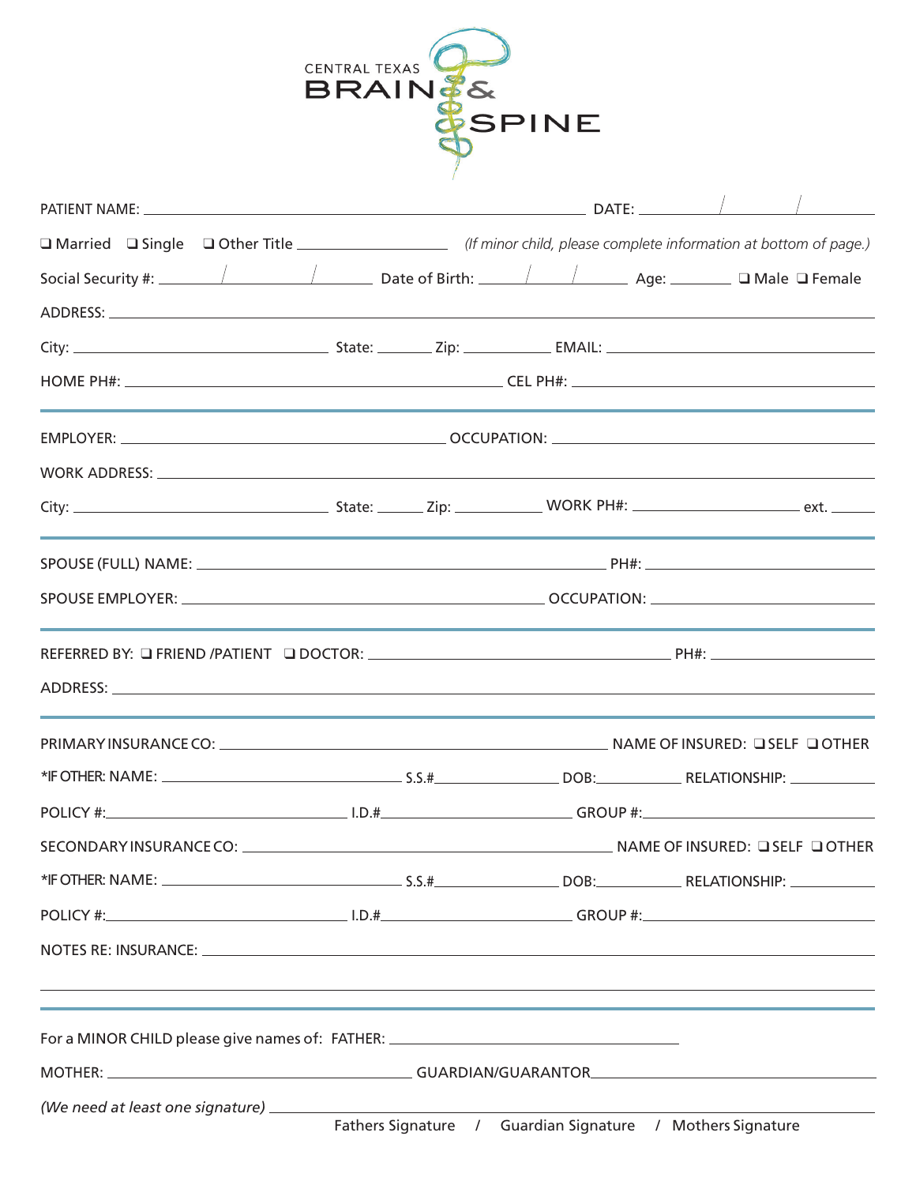# CENTRAL TEXAS BRAIN & SPINE

PATIENT NAME: \_\_\_\_\_\_\_\_\_\_\_\_\_\_\_\_\_\_\_\_\_\_\_\_\_\_\_\_\_\_\_\_\_\_\_\_\_\_\_\_ DATE: \_\_\_\_\_\_/\_\_\_\_\_\_/\_\_\_\_\_\_

❑ Married ❑ Single ❑ Other Title \_\_\_\_\_\_\_\_\_\_\_\_\_\_ *(If minor child, please complete information at bottom of page.)*

Social Security #: \_\_\_\_\_\_/\_\_\_\_\_\_/\_\_\_\_\_\_ Date of Birth: \_\_\_\_/\_\_\_\_/\_\_\_\_ Age: \_\_\_\_\_\_ ❑ Male ❑ Female

ADDRESS: \_\_\_\_\_\_\_\_\_\_\_\_\_\_\_\_\_\_\_\_\_\_\_\_\_\_\_\_\_\_\_\_\_\_\_\_\_\_\_\_\_\_\_\_\_\_\_\_\_\_\_\_\_\_\_\_

City: \_\_\_\_\_\_\_\_\_\_\_\_\_\_\_\_\_\_\_\_ State: \_\_\_\_\_\_ Zip: \_\_\_\_\_\_\_\_ EMAIL: \_\_\_\_\_\_\_\_\_\_\_\_\_\_\_\_\_\_\_\_\_\_\_\_

HOME PH#: \_\_\_\_\_\_\_\_\_\_\_\_\_\_\_\_\_\_\_\_\_\_\_\_\_\_\_\_ CEL PH#: \_\_\_\_\_\_\_\_\_\_\_\_\_\_\_\_\_\_\_\_\_\_\_\_

---

EMPLOYER: \_\_\_\_\_\_\_\_\_\_\_\_\_\_\_\_\_\_\_\_\_\_\_\_\_\_\_\_ OCCUPATION: \_\_\_\_\_\_\_\_\_\_\_\_\_\_\_\_\_\_\_\_\_\_\_\_

WORK ADDRESS: \_\_\_\_\_\_\_\_\_\_\_\_\_\_\_\_\_\_\_\_\_\_\_\_\_\_\_\_\_\_\_\_\_\_\_\_\_\_\_\_\_\_\_\_\_\_\_\_\_\_\_\_\_\_\_\_

City: \_\_\_\_\_\_\_\_\_\_\_\_\_\_\_\_\_\_\_\_ State: \_\_\_\_\_\_ Zip: \_\_\_\_\_\_\_\_ WORK PH#: \_\_\_\_\_\_\_\_\_\_\_\_\_\_\_\_ ext. \_\_\_\_\_\_

---

SPOUSE (FULL) NAME: \_\_\_\_\_\_\_\_\_\_\_\_\_\_\_\_\_\_\_\_\_\_\_\_\_\_\_\_\_\_\_\_ PH#: \_\_\_\_\_\_\_\_\_\_\_\_\_\_\_\_\_\_\_\_\_\_\_\_

SPOUSE EMPLOYER: \_\_\_\_\_\_\_\_\_\_\_\_\_\_\_\_\_\_\_\_\_\_\_\_\_\_\_\_\_\_\_\_ OCCUPATION: \_\_\_\_\_\_\_\_\_\_\_\_\_\_\_\_\_\_\_\_\_\_\_\_

---

REFERRED BY: ❑ FRIEND /PATIENT ❑ DOCTOR: \_\_\_\_\_\_\_\_\_\_\_\_\_\_\_\_\_\_\_\_\_\_\_\_\_\_\_\_ PH#: \_\_\_\_\_\_\_\_\_\_\_\_\_\_\_\_\_\_\_\_

ADDRESS: \_\_\_\_\_\_\_\_\_\_\_\_\_\_\_\_\_\_\_\_\_\_\_\_\_\_\_\_\_\_\_\_\_\_\_\_\_\_\_\_\_\_\_\_\_\_\_\_\_\_\_\_\_\_\_\_

---

PRIMARY INSURANCE CO: \_\_\_\_\_\_\_\_\_\_\_\_\_\_\_\_\_\_\_\_\_\_\_\_\_\_\_\_\_\_\_\_ NAME OF INSURED: ❑ SELF ❑ OTHER

*IF OTHER: NAME: \_\_\_\_\_\_\_\_\_\_\_\_\_\_\_\_\_\_\_\_ S.S.# \_\_\_\_\_\_\_\_\_\_\_\_ DOB: \_\_\_\_\_\_\_\_ RELATIONSHIP: \_\_\_\_\_\_\_\_

POLICY #: \_\_\_\_\_\_\_\_\_\_\_\_\_\_\_\_\_\_\_\_ I.D.# \_\_\_\_\_\_\_\_\_\_\_\_\_\_\_\_\_\_\_\_ GROUP #: \_\_\_\_\_\_\_\_\_\_\_\_\_\_\_\_\_\_\_\_

SECONDARY INSURANCE CO: \_\_\_\_\_\_\_\_\_\_\_\_\_\_\_\_\_\_\_\_\_\_\_\_\_\_\_\_\_\_\_\_ NAME OF INSURED: ❑ SELF ❑ OTHER

*IF OTHER: NAME: \_\_\_\_\_\_\_\_\_\_\_\_\_\_\_\_\_\_\_\_ S.S.# \_\_\_\_\_\_\_\_\_\_\_\_ DOB: \_\_\_\_\_\_\_\_ RELATIONSHIP: \_\_\_\_\_\_\_\_

POLICY #: \_\_\_\_\_\_\_\_\_\_\_\_\_\_\_\_\_\_\_\_ I.D.# \_\_\_\_\_\_\_\_\_\_\_\_\_\_\_\_\_\_\_\_ GROUP #: \_\_\_\_\_\_\_\_\_\_\_\_\_\_\_\_\_\_\_\_

NOTES RE: INSURANCE: \_\_\_\_\_\_\_\_\_\_\_\_\_\_\_\_\_\_\_\_\_\_\_\_\_\_\_\_\_\_\_\_\_\_\_\_\_\_\_\_\_\_\_\_\_\_\_\_\_\_\_\_\_\_\_\_

\_\_\_\_\_\_\_\_\_\_\_\_\_\_\_\_\_\_\_\_\_\_\_\_\_\_\_\_\_\_\_\_\_\_\_\_\_\_\_\_\_\_\_\_\_\_\_\_\_\_\_\_\_\_\_\_\_\_\_\_\_\_\_\_\_\_\_\_\_\_\_\_

---

For a MINOR CHILD please give names of: FATHER: \_\_\_\_\_\_\_\_\_\_\_\_\_\_\_\_\_\_\_\_\_\_\_\_\_\_\_\_

MOTHER: \_\_\_\_\_\_\_\_\_\_\_\_\_\_\_\_\_\_\_\_\_\_\_\_\_\_\_\_ GUARDIAN/GUARANTOR \_\_\_\_\_\_\_\_\_\_\_\_\_\_\_\_\_\_\_\_\_\_\_\_\_\_\_\_

*(We need at least one signature)* \_\_\_\_\_\_\_\_\_\_\_\_\_\_\_\_\_\_\_\_\_\_\_\_\_\_\_\_\_\_\_\_\_\_\_\_\_\_\_\_\_\_\_\_\_\_\_\_\_\_\_\_\_\_\_\_

Fathers Signature / Guardian Signature / Mothers Signature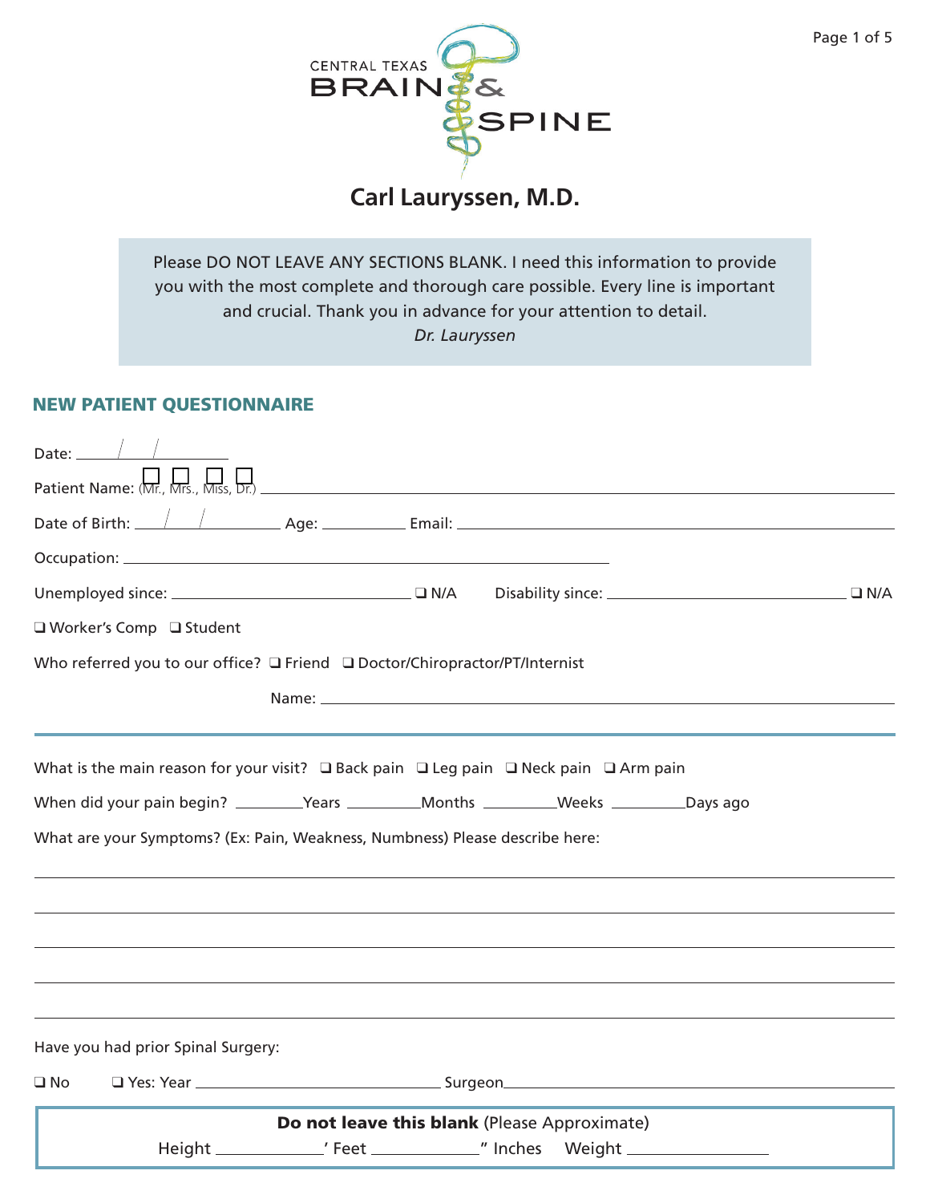CENTRAL TEXAS BRAIN & SPINE

# Carl Lauryssen, M.D.

> Please DO NOT LEAVE ANY SECTIONS BLANK. I need this information to provide you with the most complete and thorough care possible. Every line is important and crucial. Thank you in advance for your attention to detail.
> *Dr. Lauryssen*

## NEW PATIENT QUESTIONNAIRE

Date: ____/____/________

Patient Name: ☐ Mr., ☐ Mrs., ☐ Miss, ☐ Dr. ________________________________________

Date of Birth: ____/____/________ Age: __________ Email: ________________________________________

Occupation: ________________________________________

Unemployed since: ____________________ ☐ N/A  Disability since: ____________________ ☐ N/A

☐ Worker's Comp ☐ Student

Who referred you to our office? ☐ Friend ☐ Doctor/Chiropractor/PT/Internist

Name: ________________________________________

---

What is the main reason for your visit? ☐ Back pain ☐ Leg pain ☐ Neck pain ☐ Arm pain

When did your pain begin? ________Years ________Months ________Weeks ________Days ago

What are your Symptoms? (Ex: Pain, Weakness, Numbness) Please describe here:

________________________________________

________________________________________

________________________________________

________________________________________

________________________________________

Have you had prior Spinal Surgery:

☐ No  ☐ Yes: Year ____________________ Surgeon____________________

**Do not leave this blank** (Please Approximate)

Height __________' Feet __________" Inches  Weight __________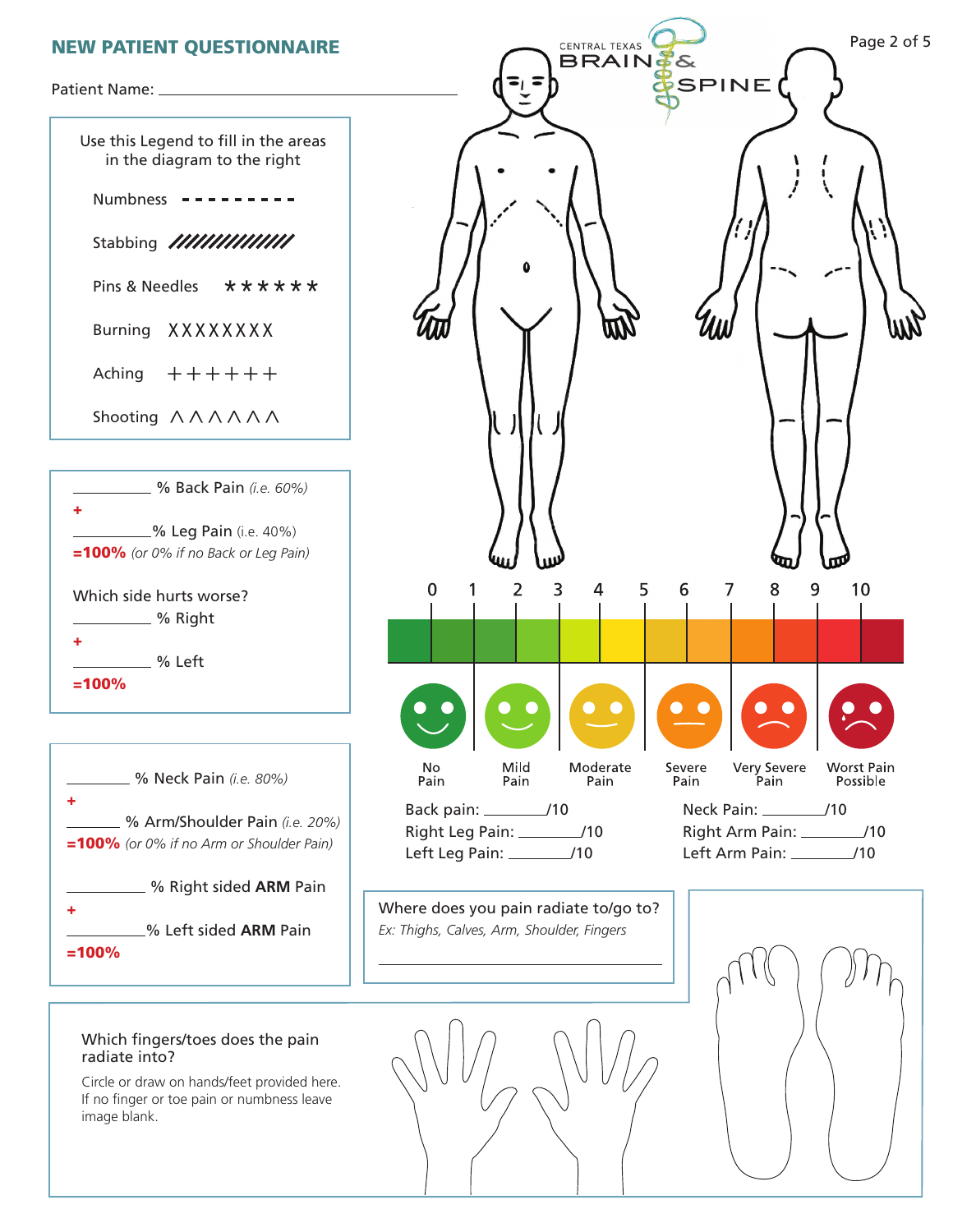## NEW PATIENT QUESTIONNAIRE

Patient Name: ______________________________

CENTRAL TEXAS BRAIN & SPINE

Use this Legend to fill in the areas in the diagram to the right

- Numbness - - - - - - - - -
- Stabbing ///////////////
- Pins & Needles * * * * * *
- Burning XXXXXXXX
- Aching ++++++
- Shooting ΛΛΛΛΛΛ

__________ % Back Pain *(i.e. 60%)*
+
__________ % Leg Pain (i.e. 40%)
**=100%** *(or 0% if no Back or Leg Pain)*

Which side hurts worse?
__________ % Right
+
__________ % Left
**=100%**

__________ % Neck Pain *(i.e. 80%)*
+
__________ % Arm/Shoulder Pain *(i.e. 20%)*
**=100%** *(or 0% if no Arm or Shoulder Pain)*

__________ % Right sided **ARM** Pain
+
__________ % Left sided **ARM** Pain
**=100%**

| 0 | 1 | 2 | 3 | 4 | 5 | 6 | 7 | 8 | 9 | 10 |
|---|---|---|---|---|---|---|---|---|---|---|

| No Pain | Mild Pain | Moderate Pain | Severe Pain | Very Severe Pain | Worst Pain Possible |
|---|---|---|---|---|---|

Back pain: ________/10
Right Leg Pain: ________/10
Left Leg Pain: ________/10

Neck Pain: ________/10
Right Arm Pain: ________/10
Left Arm Pain: ________/10

Where does you pain radiate to/go to?
*Ex: Thighs, Calves, Arm, Shoulder, Fingers*

______________________________

Which fingers/toes does the pain radiate into?

Circle or draw on hands/feet provided here. If no finger or toe pain or numbness leave image blank.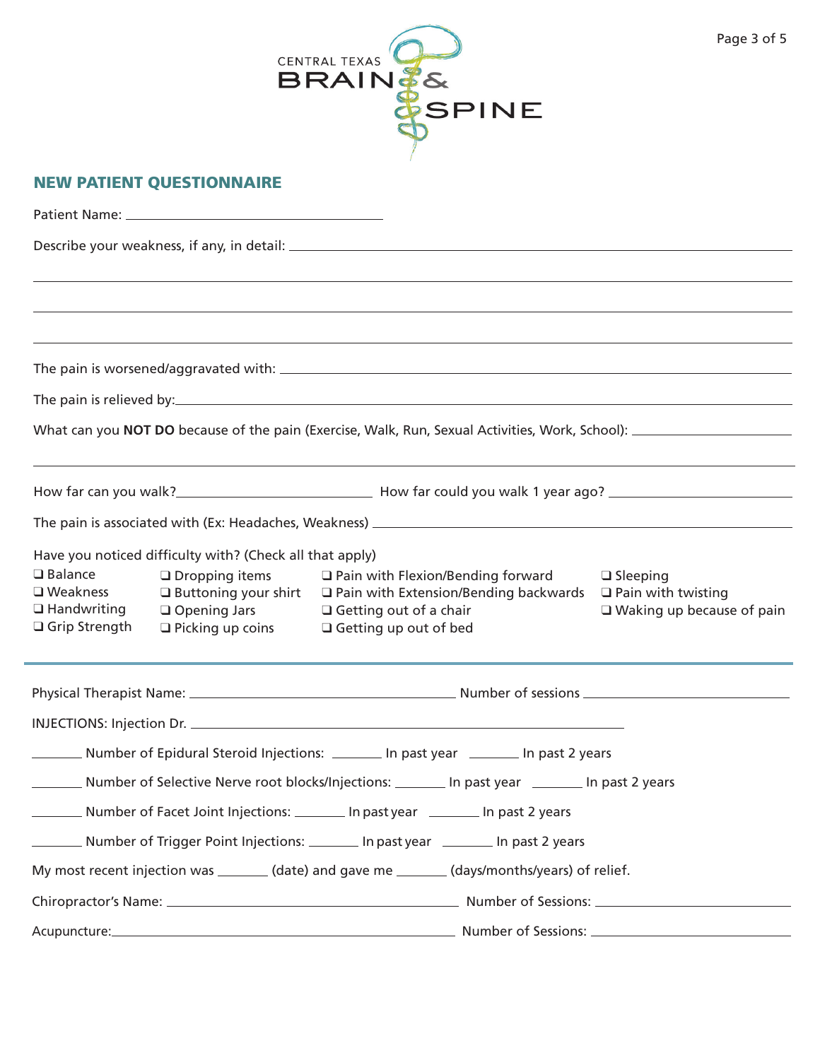CENTRAL TEXAS BRAIN & SPINE

## NEW PATIENT QUESTIONNAIRE

Patient Name: ______________________________

Describe your weakness, if any, in detail: ______________________________

______________________________

______________________________

______________________________

The pain is worsened/aggravated with: ______________________________

The pain is relieved by: ______________________________

What can you **NOT DO** because of the pain (Exercise, Walk, Run, Sexual Activities, Work, School): ______________________________

______________________________

How far can you walk? ______________ How far could you walk 1 year ago? ______________

The pain is associated with (Ex: Headaches, Weakness) ______________________________

Have you noticed difficulty with? (Check all that apply)

- ❑ Balance
- ❑ Weakness
- ❑ Handwriting
- ❑ Grip Strength
- ❑ Dropping items
- ❑ Buttoning your shirt
- ❑ Opening Jars
- ❑ Picking up coins
- ❑ Pain with Flexion/Bending forward
- ❑ Pain with Extension/Bending backwards
- ❑ Getting out of a chair
- ❑ Getting up out of bed
- ❑ Sleeping
- ❑ Pain with twisting
- ❑ Waking up because of pain

---

Physical Therapist Name: ______________________ Number of sessions ______________

INJECTIONS: Injection Dr. ______________________________

_______ Number of Epidural Steroid Injections: _______ In past year _______ In past 2 years

_______ Number of Selective Nerve root blocks/Injections: _______ In past year _______ In past 2 years

_______ Number of Facet Joint Injections: _______ In past year _______ In past 2 years

_______ Number of Trigger Point Injections: _______ In past year _______ In past 2 years

My most recent injection was _______ (date) and gave me _______ (days/months/years) of relief.

Chiropractor's Name: ______________________ Number of Sessions: ______________

Acupuncture: ______________________ Number of Sessions: ______________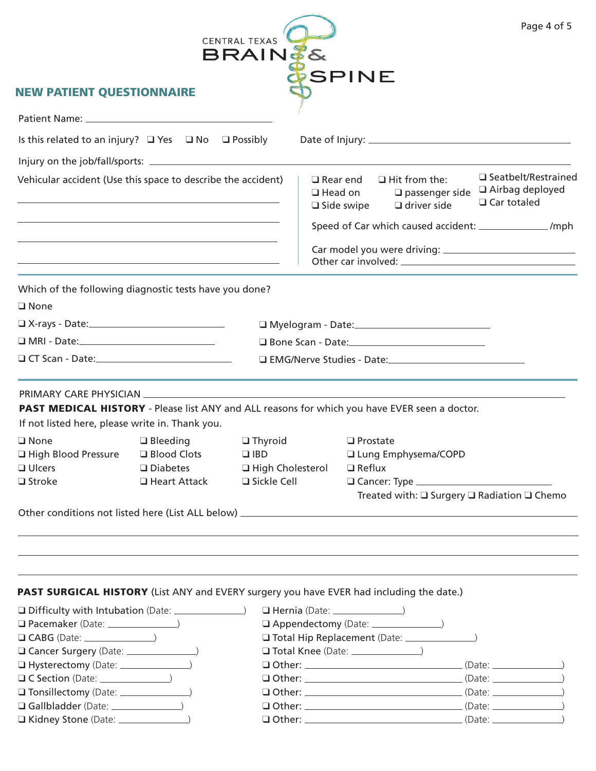CENTRAL TEXAS **BRAIN & SPINE**

## NEW PATIENT QUESTIONNAIRE

Patient Name: ______________________________

Is this related to an injury? ❑ Yes ❑ No ❑ Possibly  Date of Injury: ______________________________

Injury on the job/fall/sports: ______________________________

Vehicular accident (Use this space to describe the accident)

______________________________

______________________________

______________________________

______________________________

❑ Rear end ❑ Head on ❑ Side swipe

❑ Hit from the: ❑ passenger side ❑ driver side

❑ Seatbelt/Restrained ❑ Airbag deployed ❑ Car totaled

Speed of Car which caused accident: __________ /mph

Car model you were driving: ______________________________

Other car involved: ______________________________

---

Which of the following diagnostic tests have you done?

❑ None

❑ X-rays - Date: ____________________

❑ MRI - Date: ____________________

❑ CT Scan - Date: ____________________

❑ Myelogram - Date: ____________________

❑ Bone Scan - Date: ____________________

❑ EMG/Nerve Studies - Date: ____________________

---

PRIMARY CARE PHYSICIAN ______________________________

**PAST MEDICAL HISTORY** - Please list ANY and ALL reasons for which you have EVER seen a doctor. If not listed here, please write in. Thank you.

❑ None
❑ High Blood Pressure
❑ Ulcers
❑ Stroke
❑ Bleeding
❑ Blood Clots
❑ Diabetes
❑ Heart Attack
❑ Thyroid
❑ IBD
❑ High Cholesterol
❑ Sickle Cell
❑ Prostate
❑ Lung Emphysema/COPD
❑ Reflux
❑ Cancer: Type ____________________
  Treated with: ❑ Surgery ❑ Radiation ❑ Chemo

Other conditions not listed here (List ALL below) ______________________________

______________________________

______________________________

______________________________

**PAST SURGICAL HISTORY** (List ANY and EVERY surgery you have EVER had including the date.)

❑ Difficulty with Intubation (Date: __________)
❑ Pacemaker (Date: __________)
❑ CABG (Date: __________)
❑ Cancer Surgery (Date: __________)
❑ Hysterectomy (Date: __________)
❑ C Section (Date: __________)
❑ Tonsillectomy (Date: __________)
❑ Gallbladder (Date: __________)
❑ Kidney Stone (Date: __________)
❑ Hernia (Date: __________)
❑ Appendectomy (Date: __________)
❑ Total Hip Replacement (Date: __________)
❑ Total Knee (Date: __________)
❑ Other: ____________________ (Date: __________)
❑ Other: ____________________ (Date: __________)
❑ Other: ____________________ (Date: __________)
❑ Other: ____________________ (Date: __________)
❑ Other: ____________________ (Date: __________)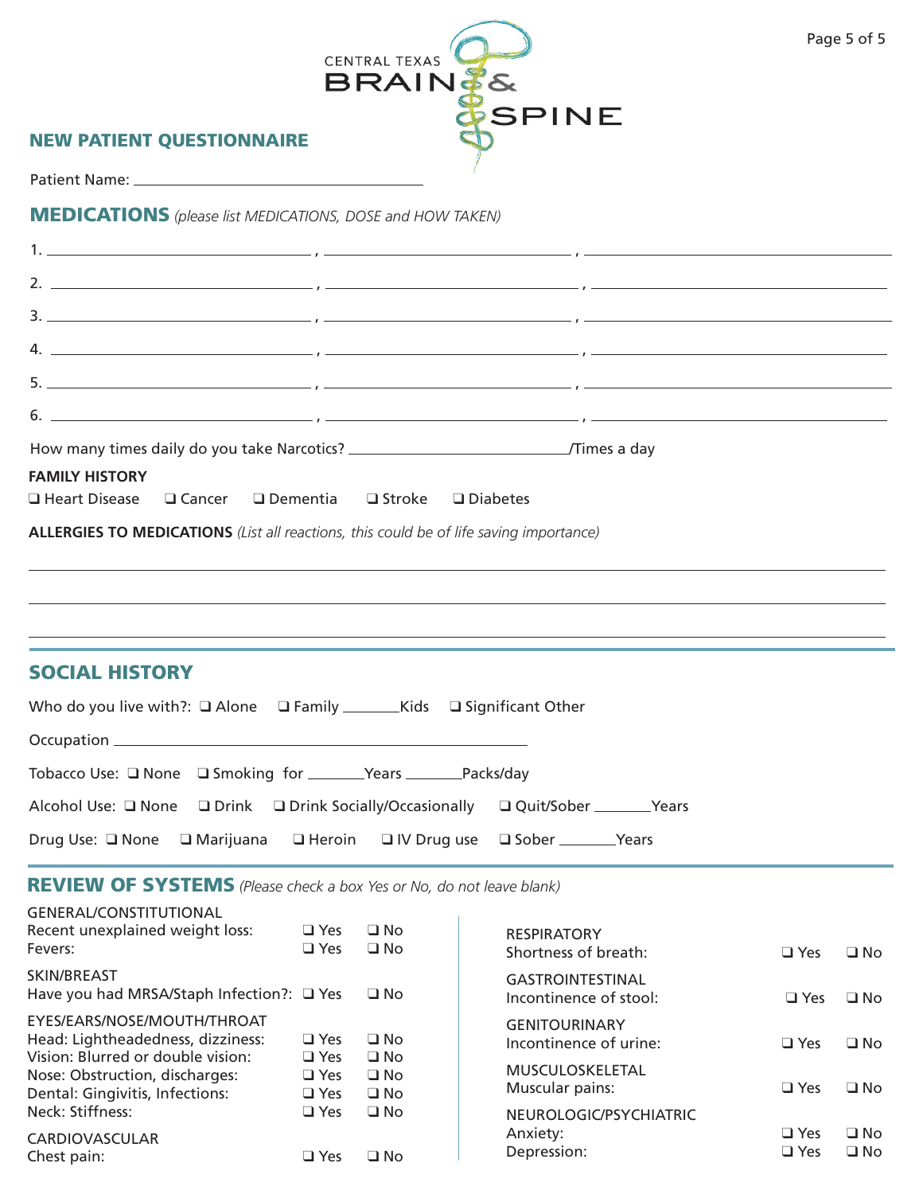CENTRAL TEXAS BRAIN & SPINE

## NEW PATIENT QUESTIONNAIRE

Patient Name: ______________________________

## MEDICATIONS *(please list MEDICATIONS, DOSE and HOW TAKEN)*

1. ______________________ , ______________________ , ______________________
2. ______________________ , ______________________ , ______________________
3. ______________________ , ______________________ , ______________________
4. ______________________ , ______________________ , ______________________
5. ______________________ , ______________________ , ______________________
6. ______________________ , ______________________ , ______________________

How many times daily do you take Narcotics? ____________________/Times a day

**FAMILY HISTORY**

❑ Heart Disease ❑ Cancer ❑ Dementia ❑ Stroke ❑ Diabetes

**ALLERGIES TO MEDICATIONS** *(List all reactions, this could be of life saving importance)*

______________________________________________________________________

______________________________________________________________________

______________________________________________________________________

## SOCIAL HISTORY

Who do you live with?: ❑ Alone ❑ Family _______Kids ❑ Significant Other

Occupation ______________________________________

Tobacco Use: ❑ None ❑ Smoking for _______Years _______Packs/day

Alcohol Use: ❑ None ❑ Drink ❑ Drink Socially/Occasionally ❑ Quit/Sober _______Years

Drug Use: ❑ None ❑ Marijuana ❑ Heroin ❑ IV Drug use ❑ Sober _______Years

## REVIEW OF SYSTEMS *(Please check a box Yes or No, do not leave blank)*

| | | |
|---|---|---|
| **GENERAL/CONSTITUTIONAL** | | |
| Recent unexplained weight loss: | ❑ Yes | ❑ No |
| Fevers: | ❑ Yes | ❑ No |
| **SKIN/BREAST** | | |
| Have you had MRSA/Staph Infection?: | ❑ Yes | ❑ No |
| **EYES/EARS/NOSE/MOUTH/THROAT** | | |
| Head: Lightheadedness, dizziness: | ❑ Yes | ❑ No |
| Vision: Blurred or double vision: | ❑ Yes | ❑ No |
| Nose: Obstruction, discharges: | ❑ Yes | ❑ No |
| Dental: Gingivitis, Infections: | ❑ Yes | ❑ No |
| Neck: Stiffness: | ❑ Yes | ❑ No |
| **CARDIOVASCULAR** | | |
| Chest pain: | ❑ Yes | ❑ No |
| **RESPIRATORY** | | |
| Shortness of breath: | ❑ Yes | ❑ No |
| **GASTROINTESTINAL** | | |
| Incontinence of stool: | ❑ Yes | ❑ No |
| **GENITOURINARY** | | |
| Incontinence of urine: | ❑ Yes | ❑ No |
| **MUSCULOSKELETAL** | | |
| Muscular pains: | ❑ Yes | ❑ No |
| **NEUROLOGIC/PSYCHIATRIC** | | |
| Anxiety: | ❑ Yes | ❑ No |
| Depression: | ❑ Yes | ❑ No |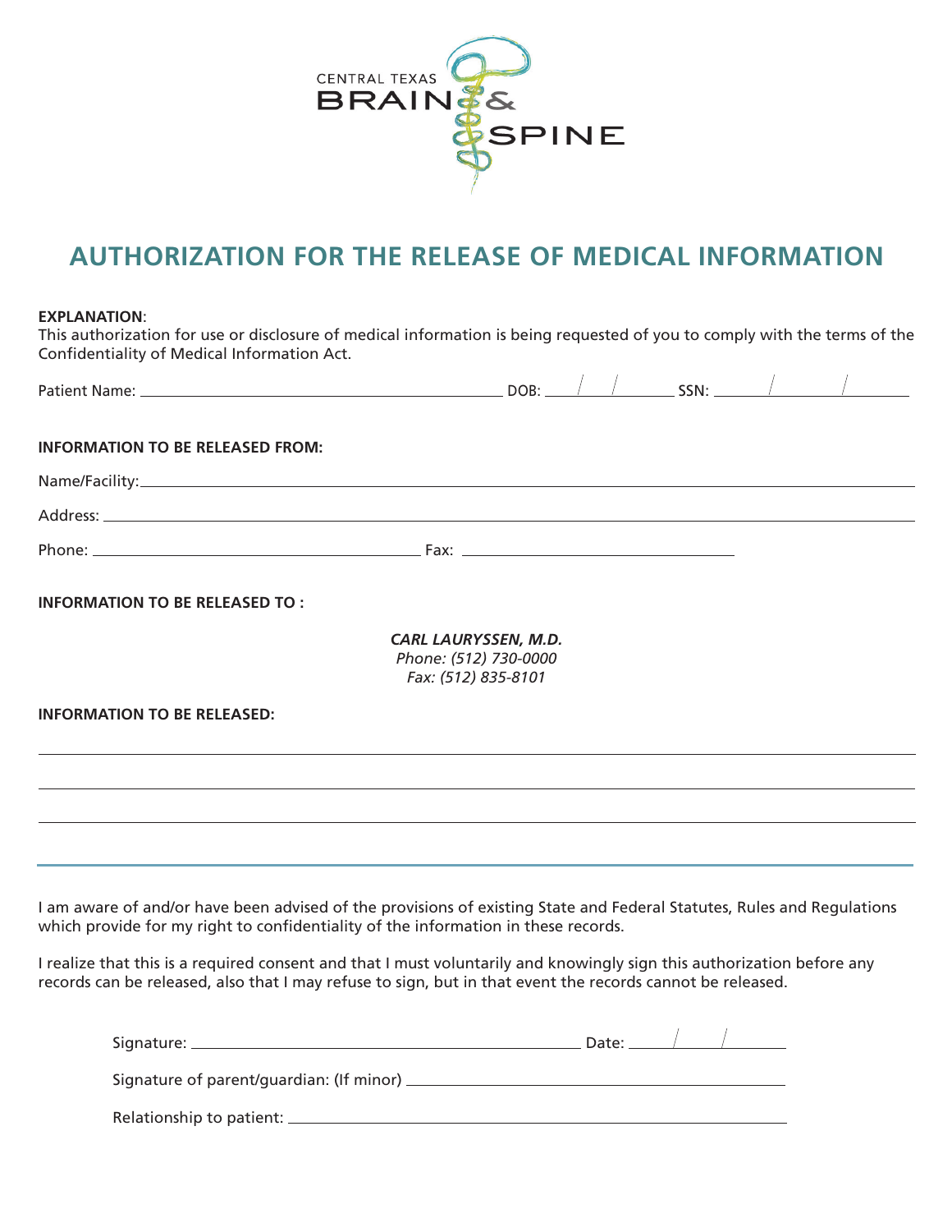CENTRAL TEXAS BRAIN & SPINE

# AUTHORIZATION FOR THE RELEASE OF MEDICAL INFORMATION

**EXPLANATION**:
This authorization for use or disclosure of medical information is being requested of you to comply with the terms of the Confidentiality of Medical Information Act.

Patient Name: ______________________________ DOB: ____/____/____ SSN: ____/____/____

**INFORMATION TO BE RELEASED FROM:**

Name/Facility: ______________________________

Address: ______________________________

Phone: ______________________ Fax: ______________________

**INFORMATION TO BE RELEASED TO :**

*CARL LAURYSSEN, M.D.*
*Phone: (512) 730-0000*
*Fax: (512) 835-8101*

**INFORMATION TO BE RELEASED:**

______________________________

______________________________

______________________________

I am aware of and/or have been advised of the provisions of existing State and Federal Statutes, Rules and Regulations which provide for my right to confidentiality of the information in these records.

I realize that this is a required consent and that I must voluntarily and knowingly sign this authorization before any records can be released, also that I may refuse to sign, but in that event the records cannot be released.

Signature: ______________________________ Date: ____/____/____

Signature of parent/guardian: (If minor) ______________________________

Relationship to patient: ______________________________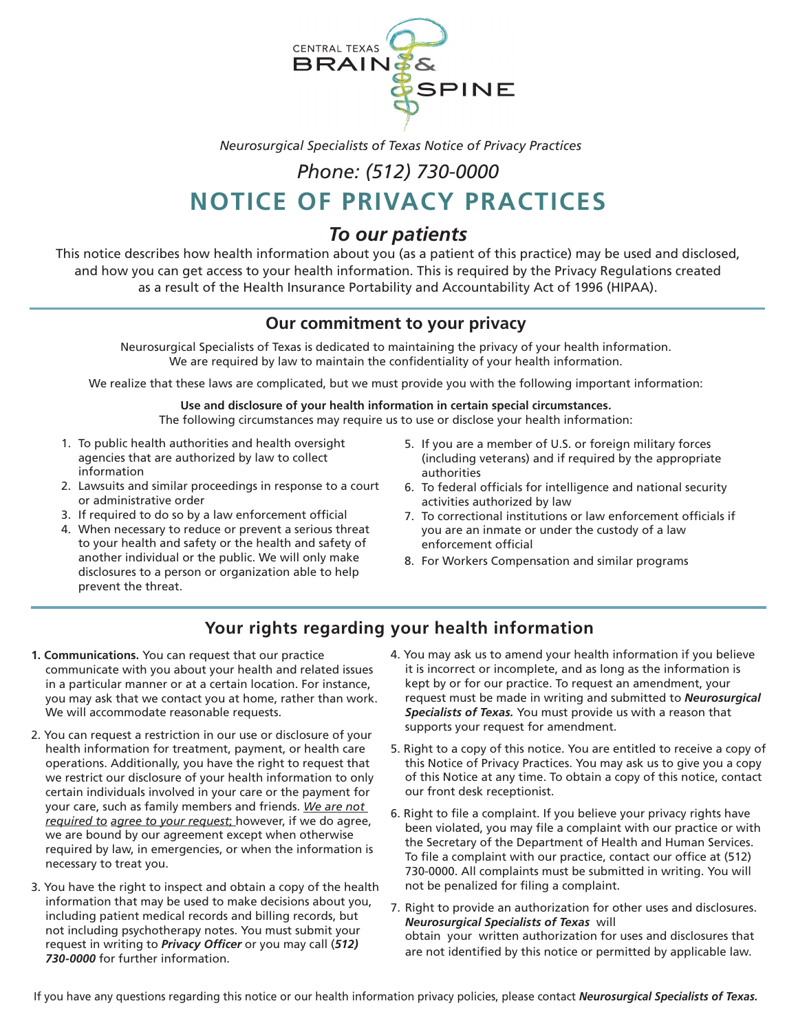CENTRAL TEXAS BRAIN & SPINE

*Neurosurgical Specialists of Texas Notice of Privacy Practices*

*Phone: (512) 730-0000*

# NOTICE OF PRIVACY PRACTICES

## *To our patients*

This notice describes how health information about you (as a patient of this practice) may be used and disclosed, and how you can get access to your health information. This is required by the Privacy Regulations created as a result of the Health Insurance Portability and Accountability Act of 1996 (HIPAA).

## Our commitment to your privacy

Neurosurgical Specialists of Texas is dedicated to maintaining the privacy of your health information. We are required by law to maintain the confidentiality of your health information.

We realize that these laws are complicated, but we must provide you with the following important information:

**Use and disclosure of your health information in certain special circumstances.**
The following circumstances may require us to use or disclose your health information:

1. To public health authorities and health oversight agencies that are authorized by law to collect information
2. Lawsuits and similar proceedings in response to a court or administrative order
3. If required to do so by a law enforcement official
4. When necessary to reduce or prevent a serious threat to your health and safety or the health and safety of another individual or the public. We will only make disclosures to a person or organization able to help prevent the threat.
5. If you are a member of U.S. or foreign military forces (including veterans) and if required by the appropriate authorities
6. To federal officials for intelligence and national security activities authorized by law
7. To correctional institutions or law enforcement officials if you are an inmate or under the custody of a law enforcement official
8. For Workers Compensation and similar programs

## Your rights regarding your health information

1. **Communications.** You can request that our practice communicate with you about your health and related issues in a particular manner or at a certain location. For instance, you may ask that we contact you at home, rather than work. We will accommodate reasonable requests.
2. You can request a restriction in our use or disclosure of your health information for treatment, payment, or health care operations. Additionally, you have the right to request that we restrict our disclosure of your health information to only certain individuals involved in your care or the payment for your care, such as family members and friends. *We are not required to agree to your request*; however, if we do agree, we are bound by our agreement except when otherwise required by law, in emergencies, or when the information is necessary to treat you.
3. You have the right to inspect and obtain a copy of the health information that may be used to make decisions about you, including patient medical records and billing records, but not including psychotherapy notes. You must submit your request in writing to ***Privacy Officer*** or you may call (***512) 730-0000*** for further information.
4. You may ask us to amend your health information if you believe it is incorrect or incomplete, and as long as the information is kept by or for our practice. To request an amendment, your request must be made in writing and submitted to ***Neurosurgical Specialists of Texas.*** You must provide us with a reason that supports your request for amendment.
5. Right to a copy of this notice. You are entitled to receive a copy of this Notice of Privacy Practices. You may ask us to give you a copy of this Notice at any time. To obtain a copy of this notice, contact our front desk receptionist.
6. Right to file a complaint. If you believe your privacy rights have been violated, you may file a complaint with our practice or with the Secretary of the Department of Health and Human Services. To file a complaint with our practice, contact our office at (512) 730-0000. All complaints must be submitted in writing. You will not be penalized for filing a complaint.
7. Right to provide an authorization for other uses and disclosures. ***Neurosurgical Specialists of Texas*** will obtain your written authorization for uses and disclosures that are not identified by this notice or permitted by applicable law.

If you have any questions regarding this notice or our health information privacy policies, please contact ***Neurosurgical Specialists of Texas.***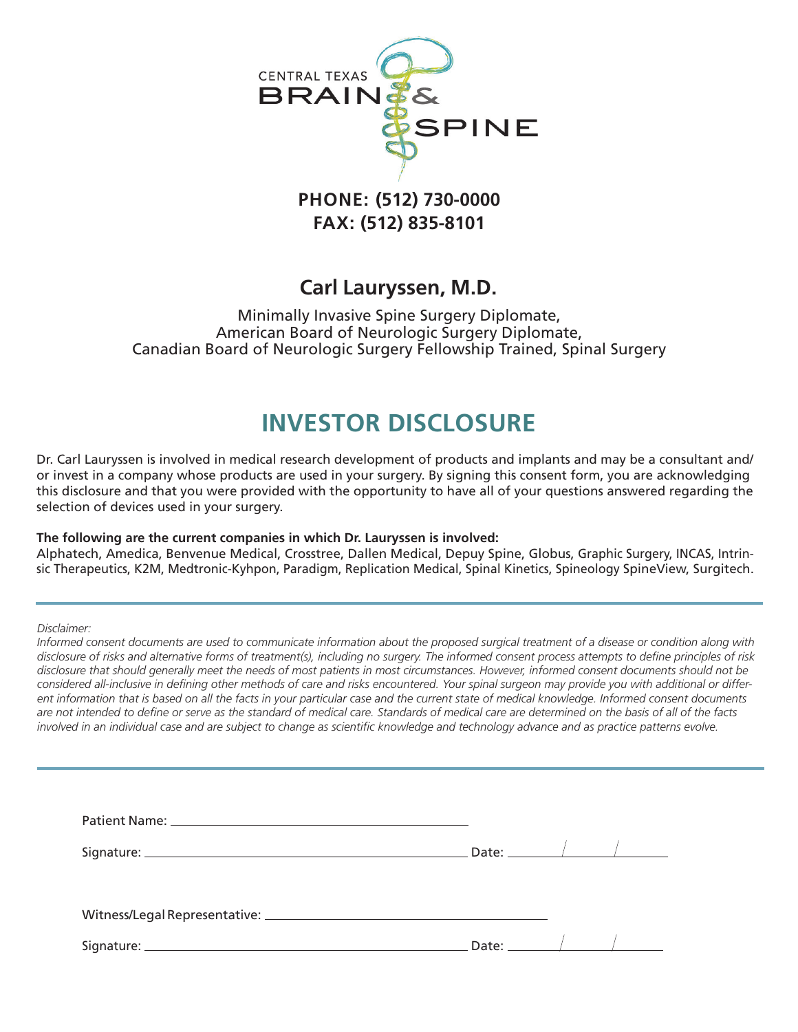CENTRAL TEXAS BRAIN & SPINE

**PHONE: (512) 730-0000**
**FAX: (512) 835-8101**

## Carl Lauryssen, M.D.

Minimally Invasive Spine Surgery Diplomate,
American Board of Neurologic Surgery Diplomate,
Canadian Board of Neurologic Surgery Fellowship Trained, Spinal Surgery

# INVESTOR DISCLOSURE

Dr. Carl Lauryssen is involved in medical research development of products and implants and may be a consultant and/or invest in a company whose products are used in your surgery. By signing this consent form, you are acknowledging this disclosure and that you were provided with the opportunity to have all of your questions answered regarding the selection of devices used in your surgery.

**The following are the current companies in which Dr. Lauryssen is involved:**
Alphatech, Amedica, Benvenue Medical, Crosstree, Dallen Medical, Depuy Spine, Globus, Graphic Surgery, INCAS, Intrinsic Therapeutics, K2M, Medtronic-Kyhpon, Paradigm, Replication Medical, Spinal Kinetics, Spineology SpineView, Surgitech.

---

*Disclaimer:*
*Informed consent documents are used to communicate information about the proposed surgical treatment of a disease or condition along with disclosure of risks and alternative forms of treatment(s), including no surgery. The informed consent process attempts to define principles of risk disclosure that should generally meet the needs of most patients in most circumstances. However, informed consent documents should not be considered all-inclusive in defining other methods of care and risks encountered. Your spinal surgeon may provide you with additional or different information that is based on all the facts in your particular case and the current state of medical knowledge. Informed consent documents are not intended to define or serve as the standard of medical care. Standards of medical care are determined on the basis of all of the facts involved in an individual case and are subject to change as scientific knowledge and technology advance and as practice patterns evolve.*

---

Patient Name: ______________________________

Signature: ______________________________ Date: ______/______/______

Witness/Legal Representative: ______________________________

Signature: ______________________________ Date: ______/______/______